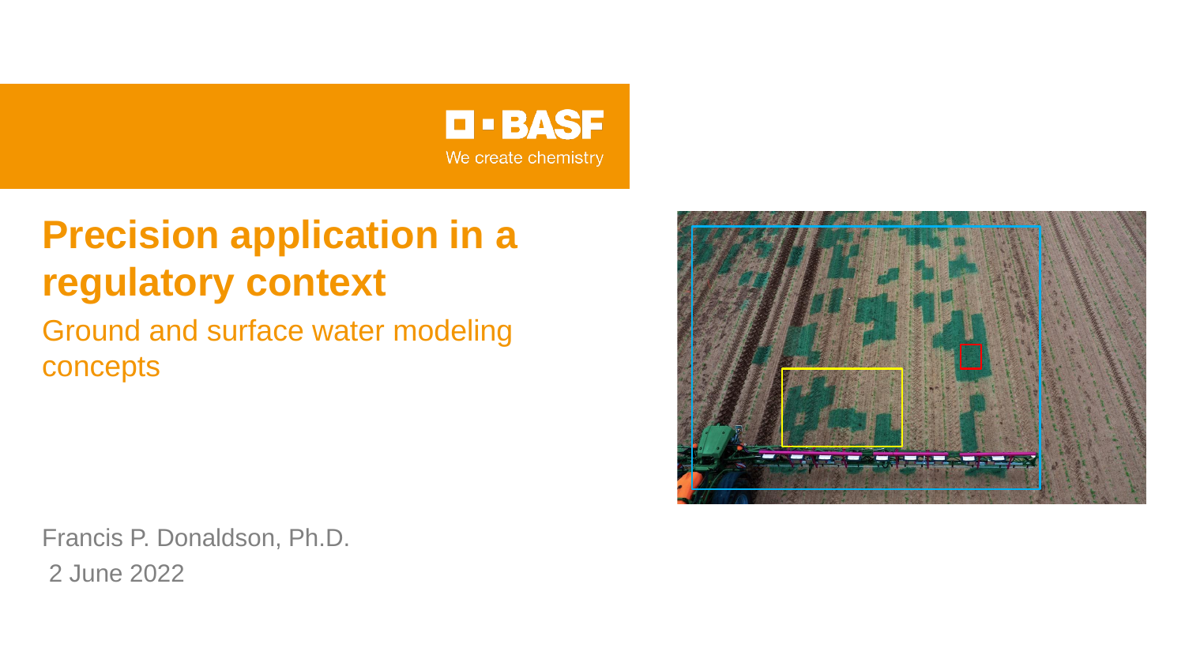BASF

We create chemistry

# Precision application in a regulatory context

## Ground and surface water modeling concepts

Francis P. Donaldson, Ph.D.

2 June 2022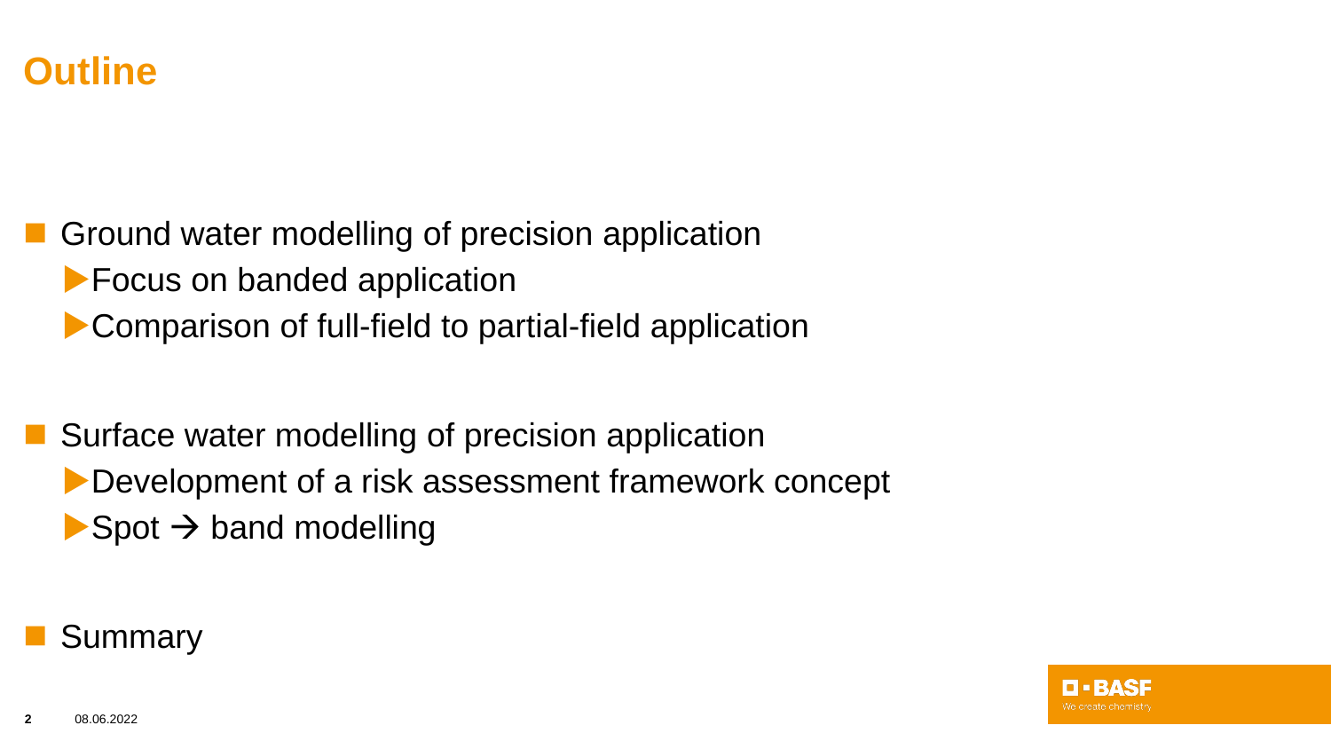# Outline

- Ground water modelling of precision application
  - Focus on banded application
  - Comparison of full-field to partial-field application

- Surface water modelling of precision application
  - Development of a risk assessment framework concept
  - Spot → band modelling

- Summary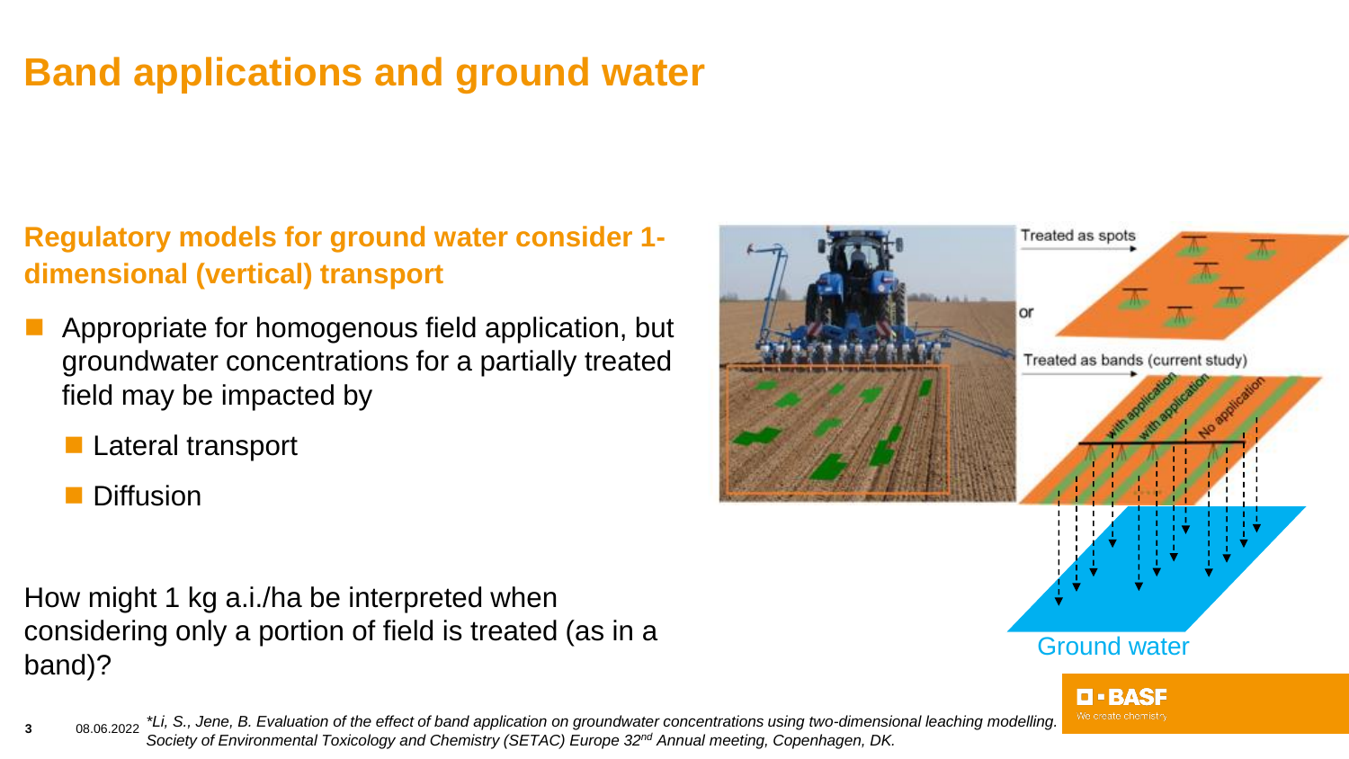# Band applications and ground water

## Regulatory models for ground water consider 1-dimensional (vertical) transport

- Appropriate for homogenous field application, but groundwater concentrations for a partially treated field may be impacted by
  - Lateral transport
  - Diffusion

How might 1 kg a.i./ha be interpreted when considering only a portion of field is treated (as in a band)?

Treated as spots

or

Treated as bands (current study)

with application | with application | No application

Ground water

*Li, S., Jene, B. Evaluation of the effect of band application on groundwater concentrations using two-dimensional leaching modelling. Society of Environmental Toxicology and Chemistry (SETAC) Europe 32nd Annual meeting, Copenhagen, DK.*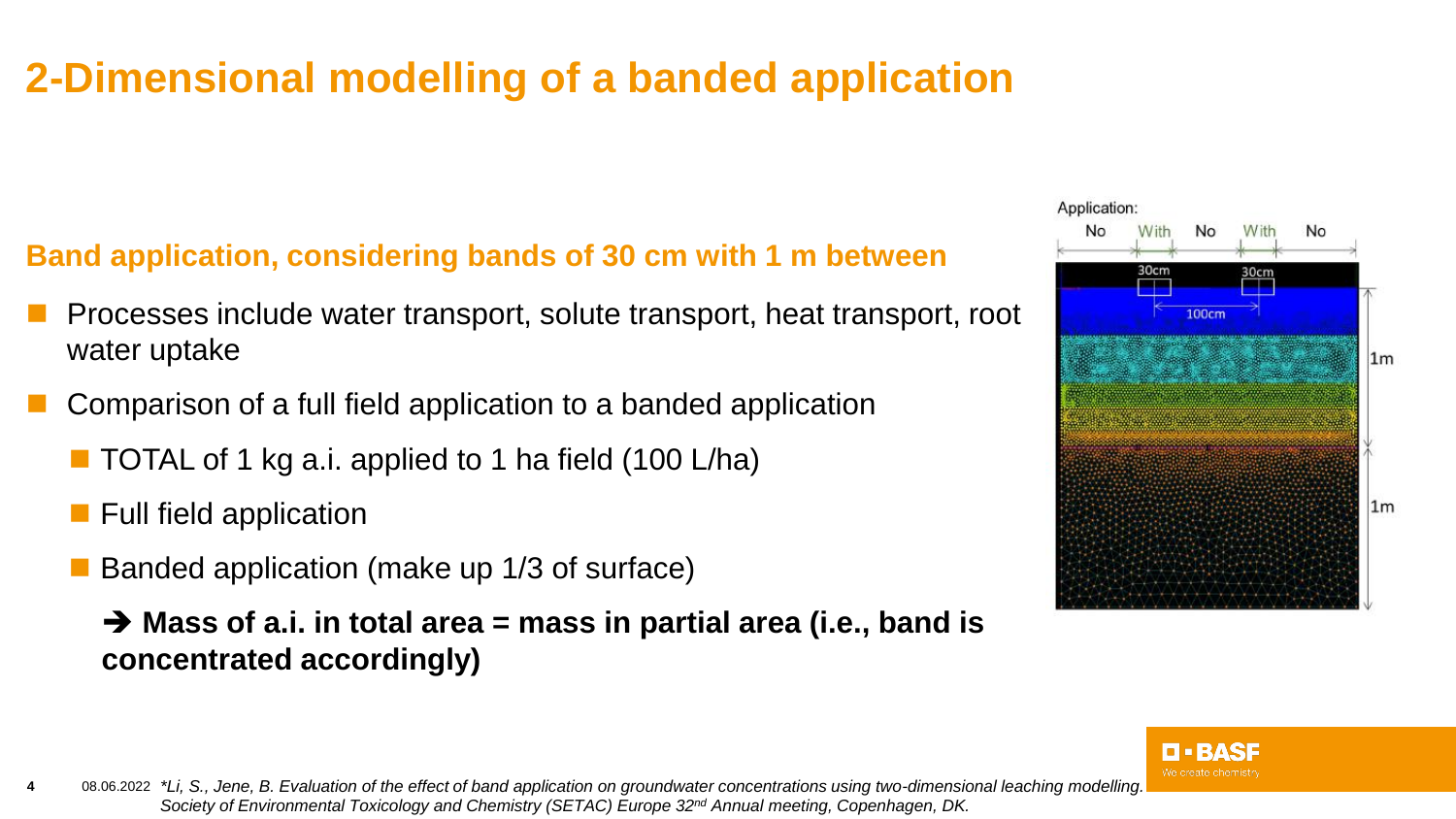# 2-Dimensional modelling of a banded application

**Band application, considering bands of 30 cm with 1 m between**

- Processes include water transport, solute transport, heat transport, root water uptake
- Comparison of a full field application to a banded application
  - TOTAL of 1 kg a.i. applied to 1 ha field (100 L/ha)
  - Full field application
  - Banded application (make up 1/3 of surface)

    ➔ **Mass of a.i. in total area = mass in partial area (i.e., band is concentrated accordingly)**

Application: No | With | No | With | No

30cm, 30cm, 100cm, 1m, 1m

*Li, S., Jene, B. Evaluation of the effect of band application on groundwater concentrations using two-dimensional leaching modelling. Society of Environmental Toxicology and Chemistry (SETAC) Europe 32nd Annual meeting, Copenhagen, DK.*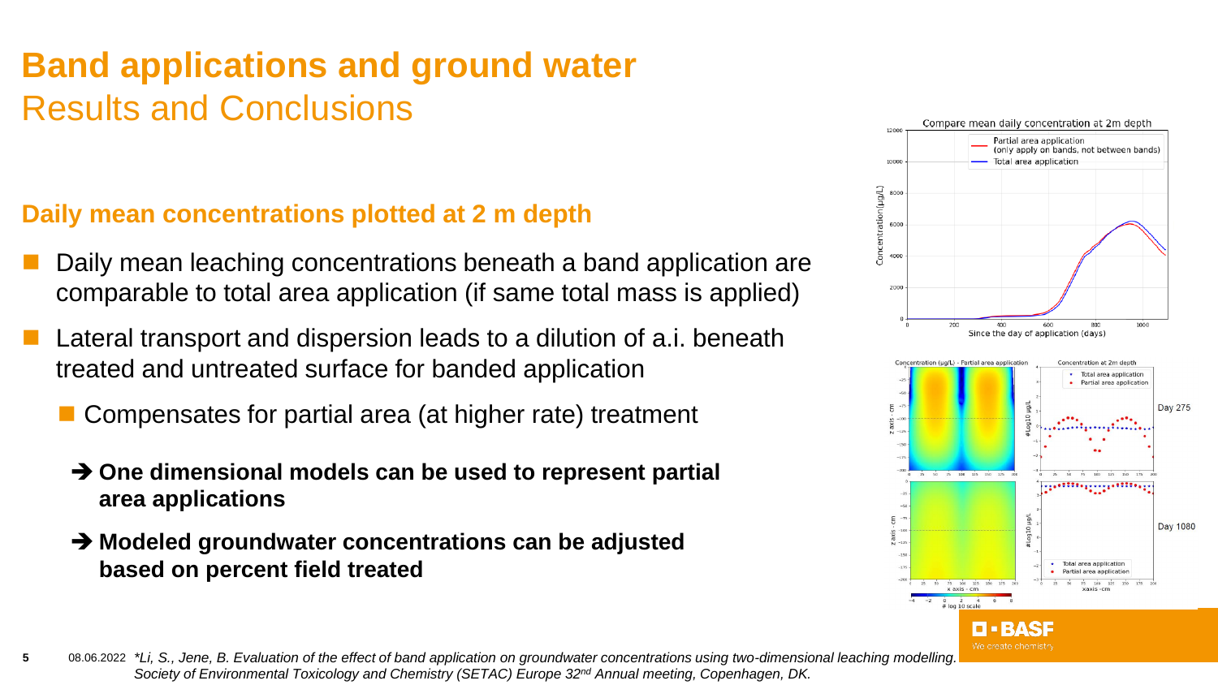# Band applications and ground water

## Results and Conclusions

### Daily mean concentrations plotted at 2 m depth

- Daily mean leaching concentrations beneath a band application are comparable to total area application (if same total mass is applied)
- Lateral transport and dispersion leads to a dilution of a.i. beneath treated and untreated surface for banded application
  - Compensates for partial area (at higher rate) treatment

  ➔ **One dimensional models can be used to represent partial area applications**

  ➔ **Modeled groundwater concentrations can be adjusted based on percent field treated**

*\*Li, S., Jene, B. Evaluation of the effect of band application on groundwater concentrations using two-dimensional leaching modelling. Society of Environmental Toxicology and Chemistry (SETAC) Europe 32[nd] Annual meeting, Copenhagen, DK.*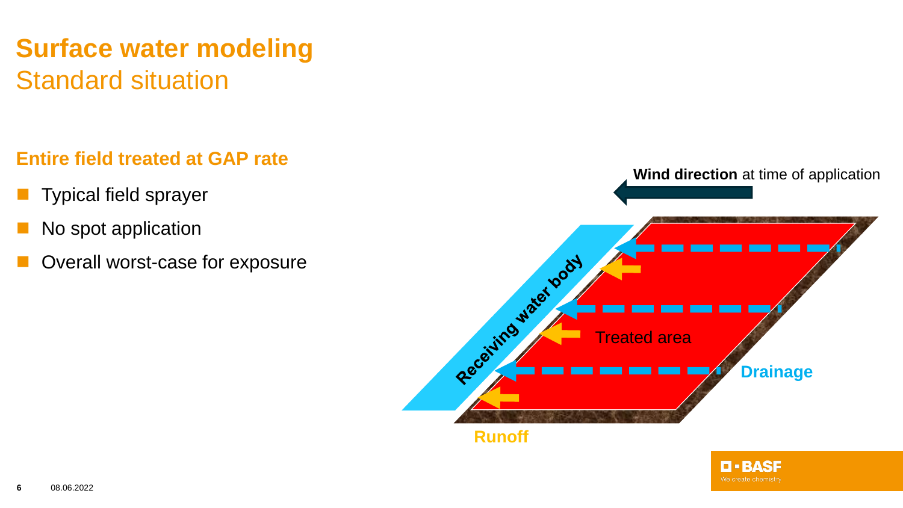# Surface water modeling

## Standard situation

**Entire field treated at GAP rate**

- Typical field sprayer
- No spot application
- Overall worst-case for exposure

**Wind direction** at time of application

Receiving water body

Treated area

Drainage

Runoff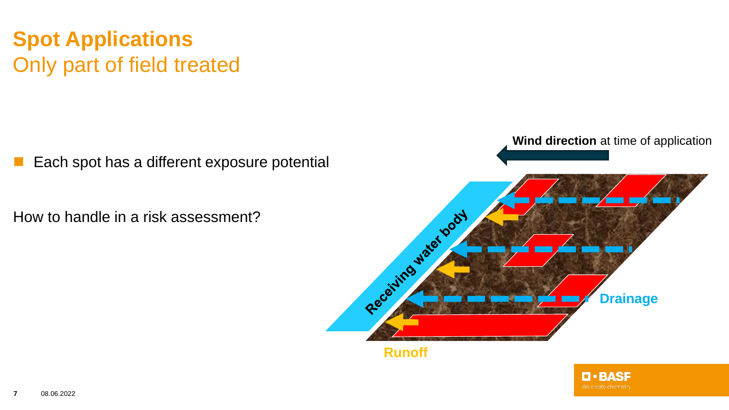# Spot Applications

## Only part of field treated

- Each spot has a different exposure potential

How to handle in a risk assessment?

**Wind direction** at time of application

Receiving water body

Drainage

Runoff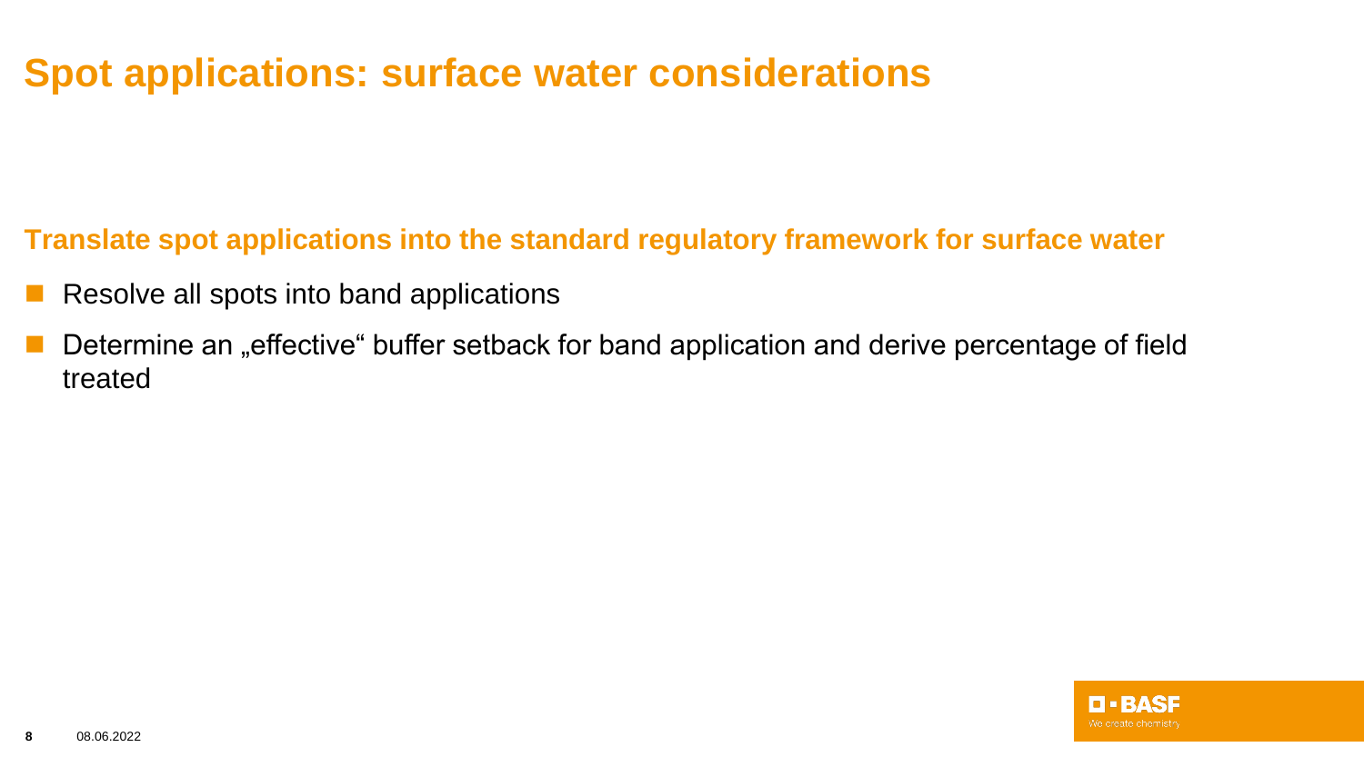# Spot applications: surface water considerations

**Translate spot applications into the standard regulatory framework for surface water**

- Resolve all spots into band applications
- Determine an „effective“ buffer setback for band application and derive percentage of field treated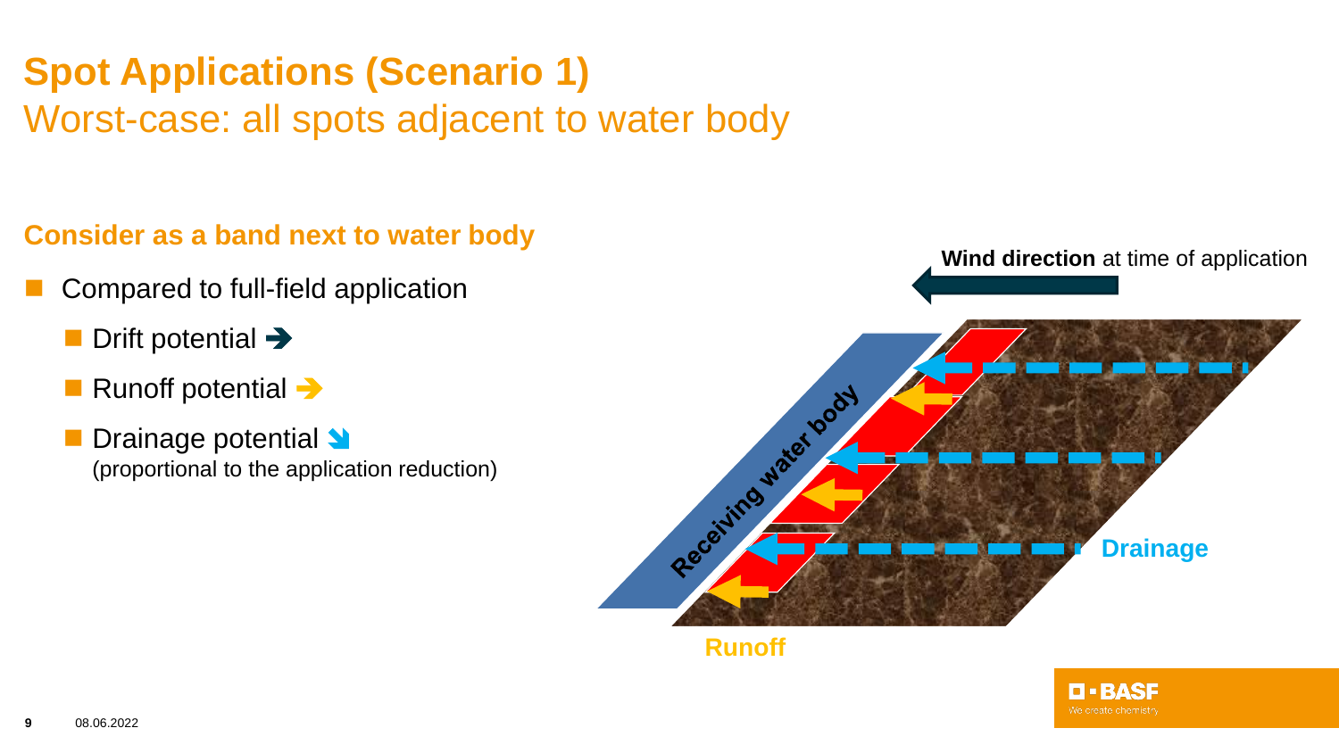# Spot Applications (Scenario 1)

## Worst-case: all spots adjacent to water body

### Consider as a band next to water body

- Compared to full-field application
  - Drift potential ➔
  - Runoff potential ➔
  - Drainage potential ➘
    (proportional to the application reduction)

**Wind direction** at time of application

Receiving water body

Drainage

Runoff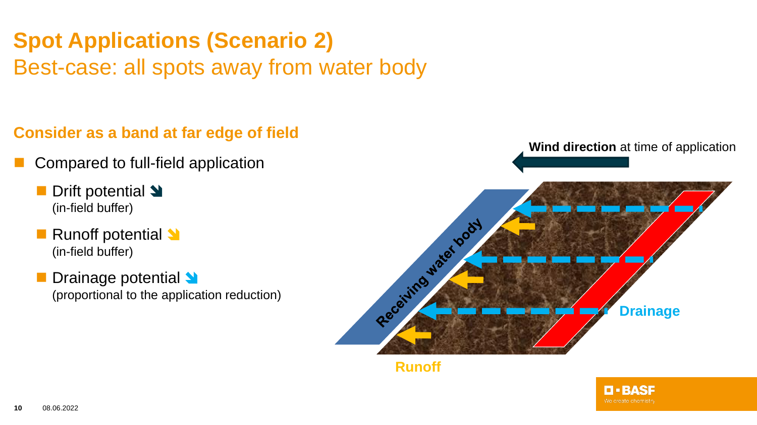# Spot Applications (Scenario 2)

## Best-case: all spots away from water body

**Consider as a band at far edge of field**

- Compared to full-field application
  - Drift potential ↘
    (in-field buffer)
  - Runoff potential ↘
    (in-field buffer)
  - Drainage potential ↘
    (proportional to the application reduction)

**Wind direction** at time of application

Receiving water body

Drainage

Runoff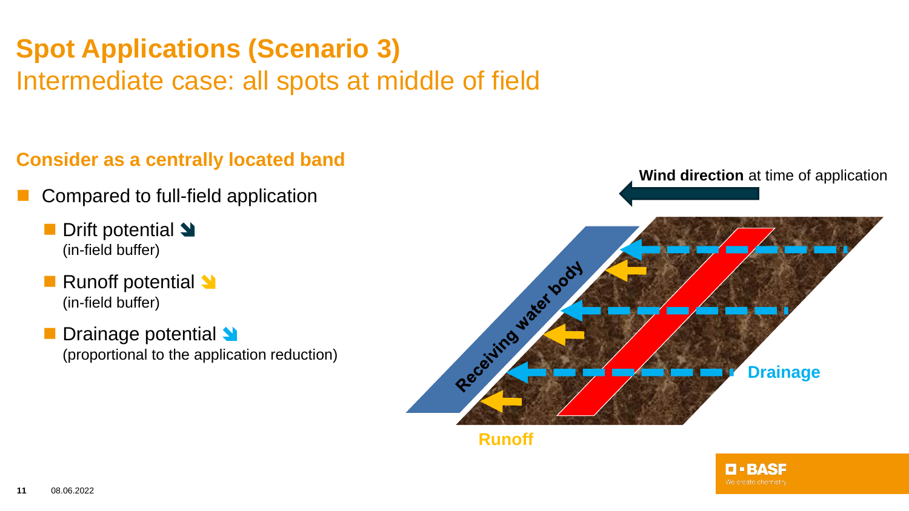# Spot Applications (Scenario 3)

## Intermediate case: all spots at middle of field

### Consider as a centrally located band

- Compared to full-field application
  - Drift potential ↘
    (in-field buffer)
  - Runoff potential ↘
    (in-field buffer)
  - Drainage potential ↘
    (proportional to the application reduction)

**Wind direction** at time of application

Receiving water body

Drainage

Runoff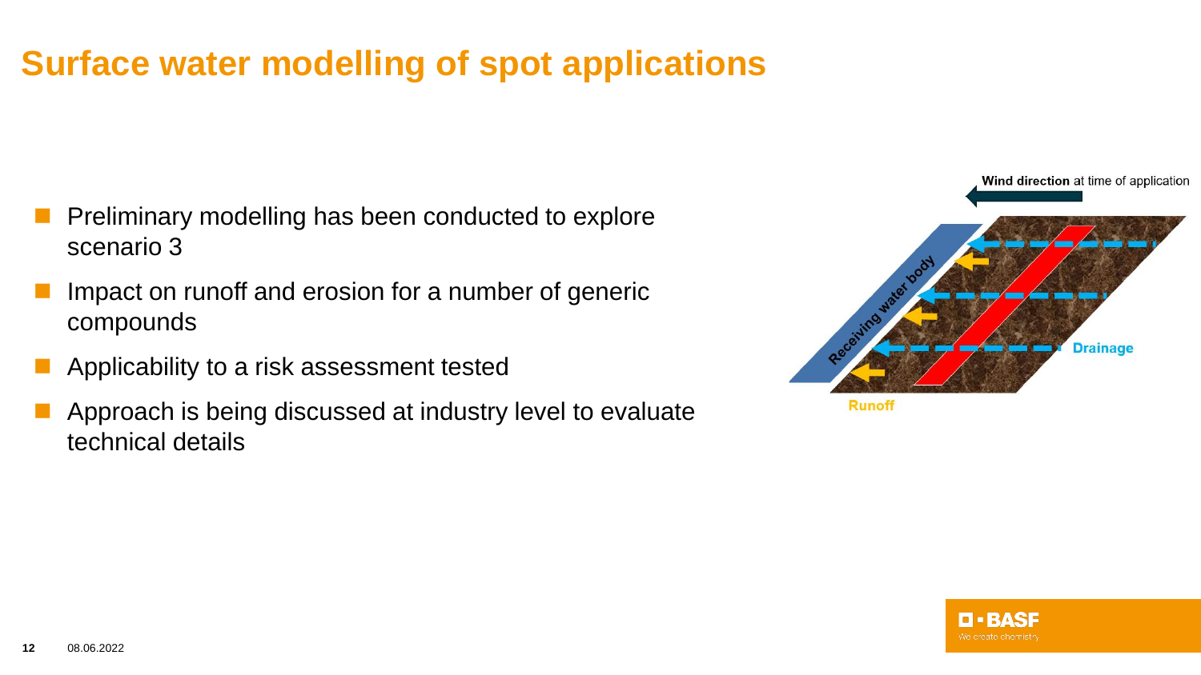# Surface water modelling of spot applications

- Preliminary modelling has been conducted to explore scenario 3
- Impact on runoff and erosion for a number of generic compounds
- Applicability to a risk assessment tested
- Approach is being discussed at industry level to evaluate technical details

**Wind direction** at time of application

Receiving water body

Drainage

Runoff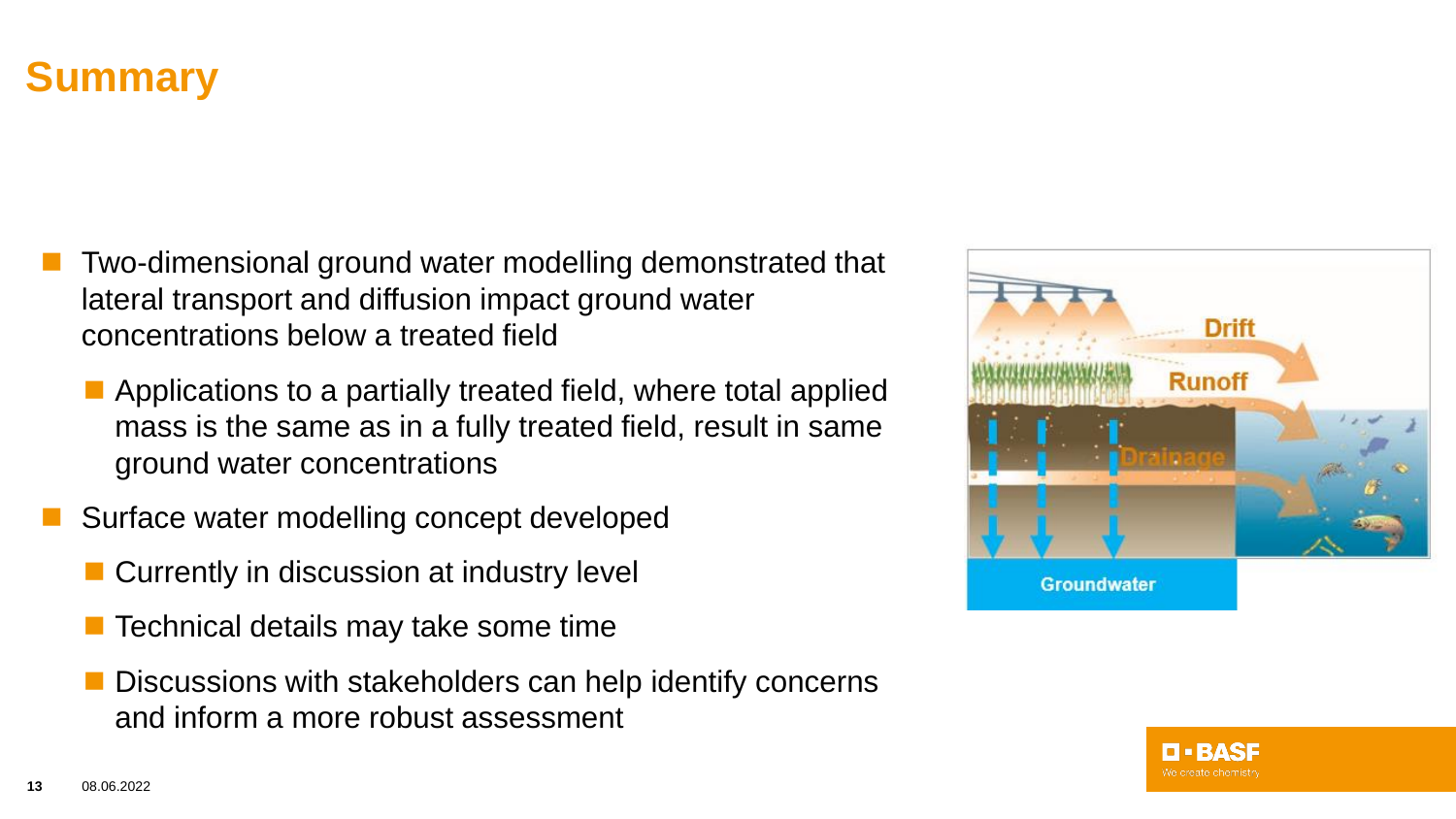# Summary

- Two-dimensional ground water modelling demonstrated that lateral transport and diffusion impact ground water concentrations below a treated field
  - Applications to a partially treated field, where total applied mass is the same as in a fully treated field, result in same ground water concentrations
- Surface water modelling concept developed
  - Currently in discussion at industry level
  - Technical details may take some time
  - Discussions with stakeholders can help identify concerns and inform a more robust assessment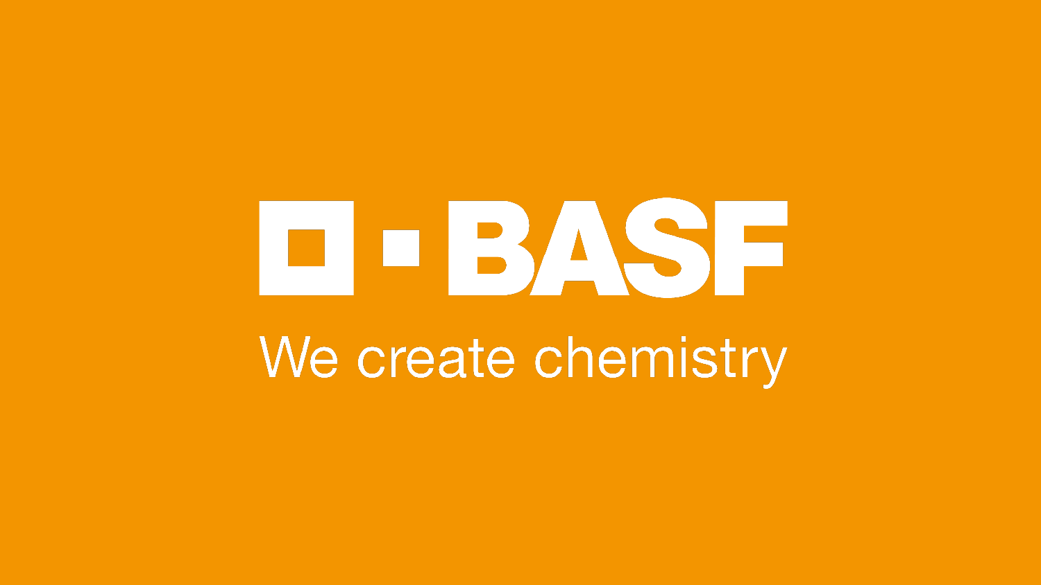BASF

We create chemistry